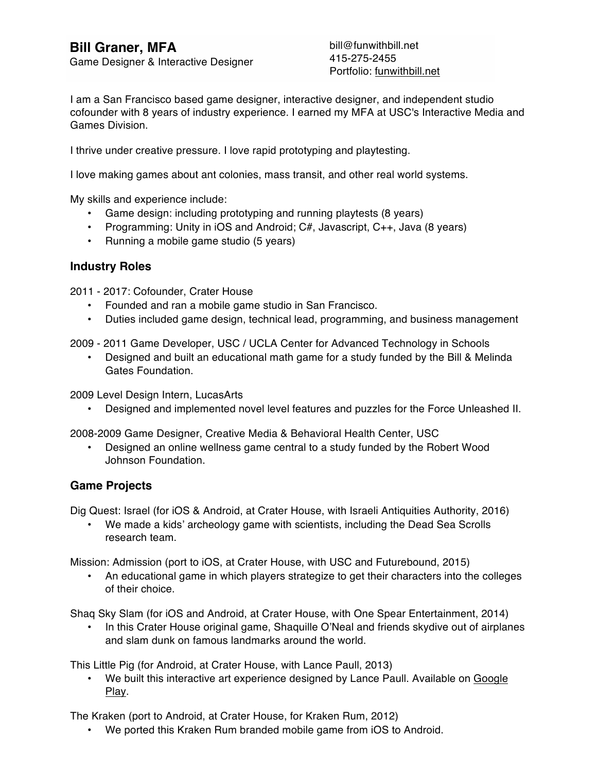# Bill Graner, MFA

Game Designer & Interactive Designer

bill@funwithbill.net
415-275-2455
Portfolio: funwithbill.net

I am a San Francisco based game designer, interactive designer, and independent studio cofounder with 8 years of industry experience. I earned my MFA at USC's Interactive Media and Games Division.

I thrive under creative pressure. I love rapid prototyping and playtesting.

I love making games about ant colonies, mass transit, and other real world systems.

My skills and experience include:

- Game design: including prototyping and running playtests (8 years)
- Programming: Unity in iOS and Android; C#, Javascript, C++, Java (8 years)
- Running a mobile game studio (5 years)

## Industry Roles

2011 - 2017: Cofounder, Crater House

- Founded and ran a mobile game studio in San Francisco.
- Duties included game design, technical lead, programming, and business management

2009 - 2011 Game Developer, USC / UCLA Center for Advanced Technology in Schools

- Designed and built an educational math game for a study funded by the Bill & Melinda Gates Foundation.

2009 Level Design Intern, LucasArts

- Designed and implemented novel level features and puzzles for the Force Unleashed II.

2008-2009 Game Designer, Creative Media & Behavioral Health Center, USC

- Designed an online wellness game central to a study funded by the Robert Wood Johnson Foundation.

## Game Projects

Dig Quest: Israel (for iOS & Android, at Crater House, with Israeli Antiquities Authority, 2016)

- We made a kids' archeology game with scientists, including the Dead Sea Scrolls research team.

Mission: Admission (port to iOS, at Crater House, with USC and Futurebound, 2015)

- An educational game in which players strategize to get their characters into the colleges of their choice.

Shaq Sky Slam (for iOS and Android, at Crater House, with One Spear Entertainment, 2014)

- In this Crater House original game, Shaquille O'Neal and friends skydive out of airplanes and slam dunk on famous landmarks around the world.

This Little Pig (for Android, at Crater House, with Lance Paull, 2013)

- We built this interactive art experience designed by Lance Paull. Available on Google Play.

The Kraken (port to Android, at Crater House, for Kraken Rum, 2012)

- We ported this Kraken Rum branded mobile game from iOS to Android.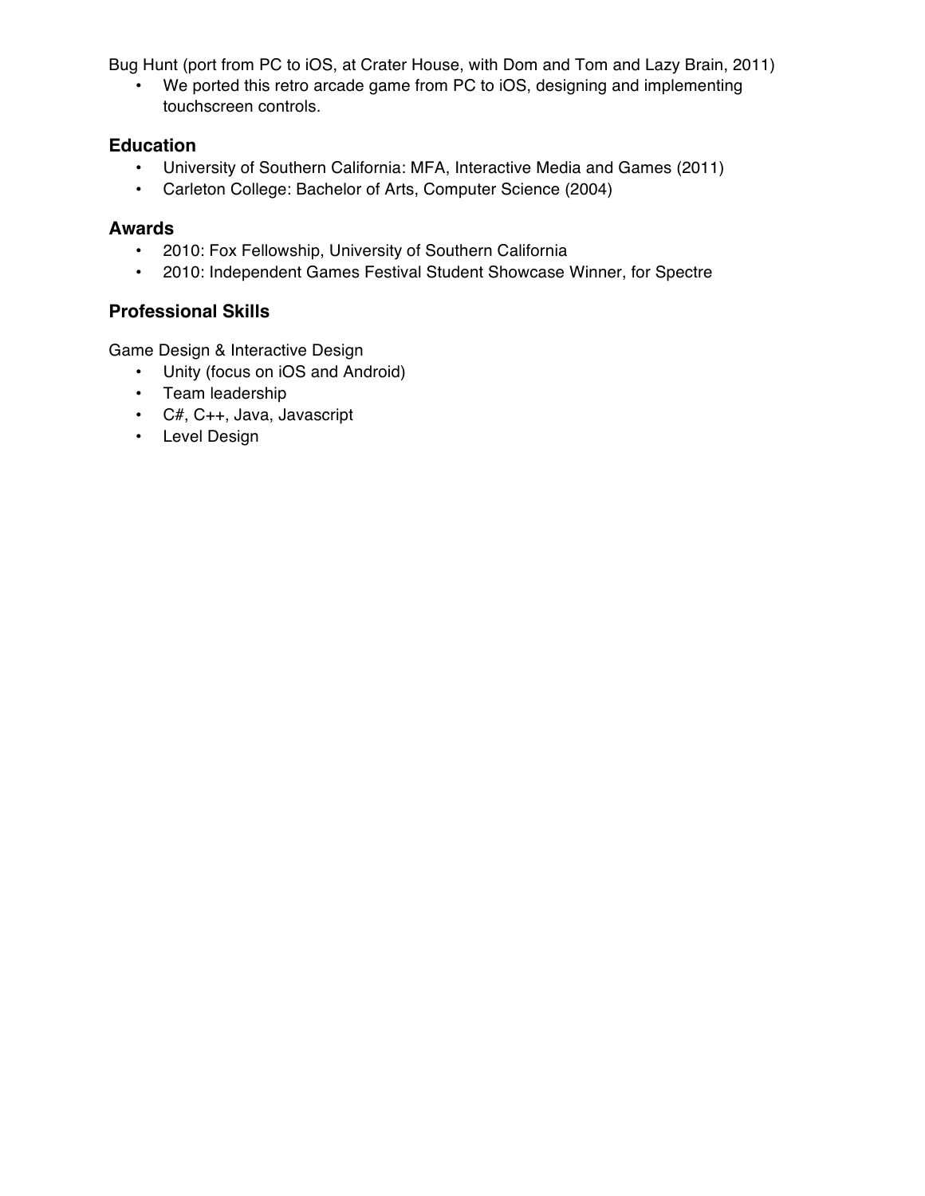Bug Hunt (port from PC to iOS, at Crater House, with Dom and Tom and Lazy Brain, 2011)

- We ported this retro arcade game from PC to iOS, designing and implementing touchscreen controls.

## Education

- University of Southern California: MFA, Interactive Media and Games (2011)
- Carleton College: Bachelor of Arts, Computer Science (2004)

## Awards

- 2010: Fox Fellowship, University of Southern California
- 2010: Independent Games Festival Student Showcase Winner, for Spectre

## Professional Skills

Game Design & Interactive Design

- Unity (focus on iOS and Android)
- Team leadership
- C#, C++, Java, Javascript
- Level Design